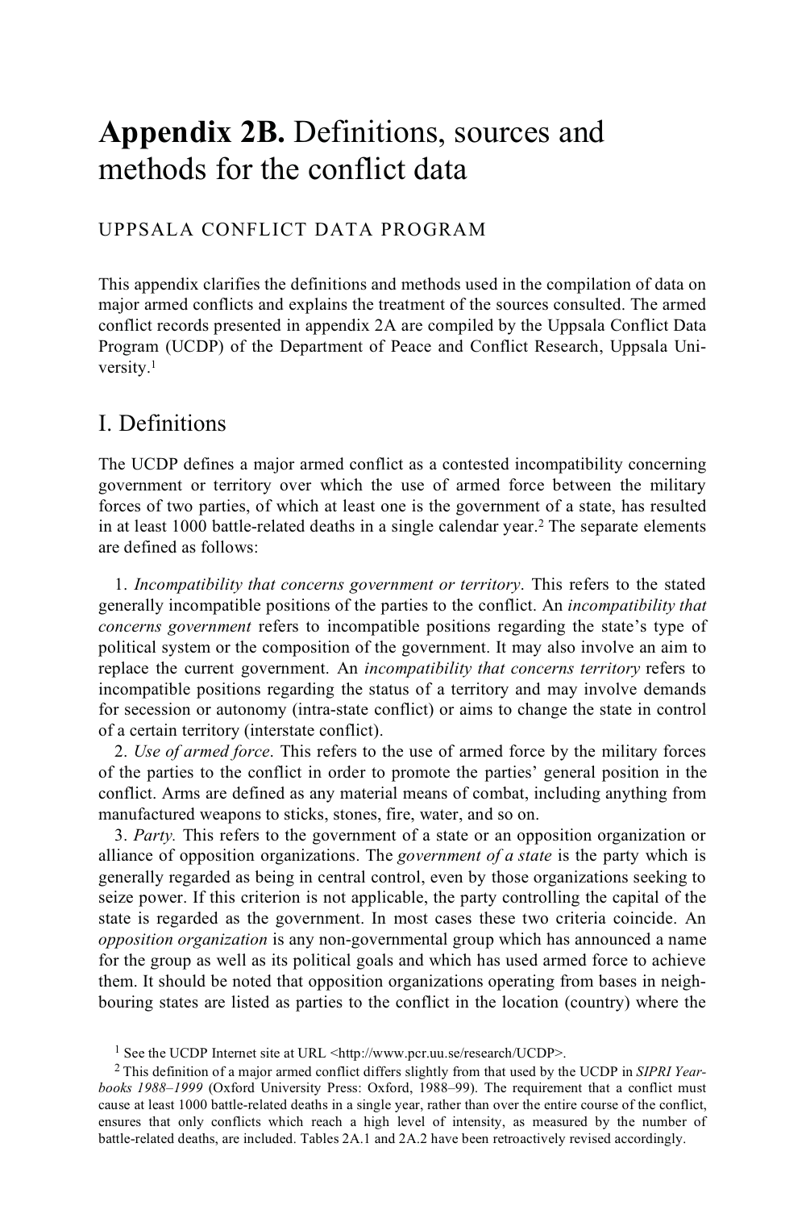# **Appendix 2B.** Definitions, sources and methods for the conflict data

UPPSALA CONFLICT DATA PROGRAM

This appendix clarifies the definitions and methods used in the compilation of data on major armed conflicts and explains the treatment of the sources consulted. The armed conflict records presented in appendix 2A are compiled by the Uppsala Conflict Data Program (UCDP) of the Department of Peace and Conflict Research, Uppsala University.[1]

## I. Definitions

The UCDP defines a major armed conflict as a contested incompatibility concerning government or territory over which the use of armed force between the military forces of two parties, of which at least one is the government of a state, has resulted in at least 1000 battle-related deaths in a single calendar year.[2] The separate elements are defined as follows:

1. *Incompatibility that concerns government or territory*. This refers to the stated generally incompatible positions of the parties to the conflict. An *incompatibility that concerns government* refers to incompatible positions regarding the state's type of political system or the composition of the government. It may also involve an aim to replace the current government. An *incompatibility that concerns territory* refers to incompatible positions regarding the status of a territory and may involve demands for secession or autonomy (intra-state conflict) or aims to change the state in control of a certain territory (interstate conflict).
2. *Use of armed force*. This refers to the use of armed force by the military forces of the parties to the conflict in order to promote the parties' general position in the conflict. Arms are defined as any material means of combat, including anything from manufactured weapons to sticks, stones, fire, water, and so on.
3. *Party.* This refers to the government of a state or an opposition organization or alliance of opposition organizations. The *government of a state* is the party which is generally regarded as being in central control, even by those organizations seeking to seize power. If this criterion is not applicable, the party controlling the capital of the state is regarded as the government. In most cases these two criteria coincide. An *opposition organization* is any non-governmental group which has announced a name for the group as well as its political goals and which has used armed force to achieve them. It should be noted that opposition organizations operating from bases in neighbouring states are listed as parties to the conflict in the location (country) where the

[1] See the UCDP Internet site at URL <http://www.pcr.uu.se/research/UCDP>.

[2] This definition of a major armed conflict differs slightly from that used by the UCDP in *SIPRI Yearbooks 1988–1999* (Oxford University Press: Oxford, 1988–99). The requirement that a conflict must cause at least 1000 battle-related deaths in a single year, rather than over the entire course of the conflict, ensures that only conflicts which reach a high level of intensity, as measured by the number of battle-related deaths, are included. Tables 2A.1 and 2A.2 have been retroactively revised accordingly.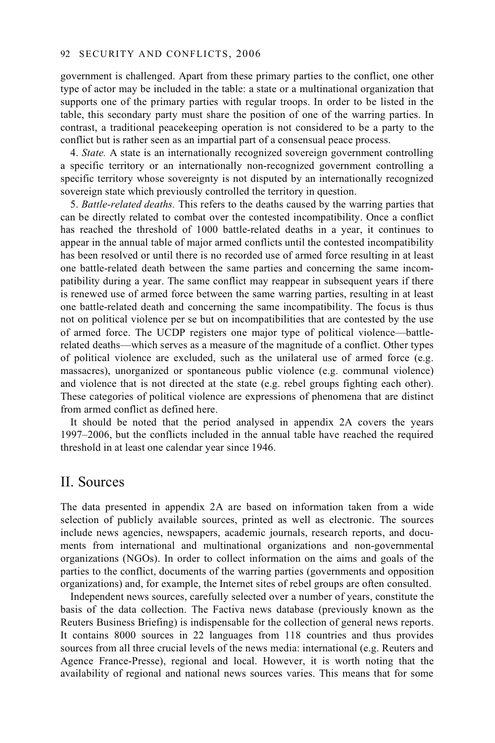government is challenged. Apart from these primary parties to the conflict, one other type of actor may be included in the table: a state or a multinational organization that supports one of the primary parties with regular troops. In order to be listed in the table, this secondary party must share the position of one of the warring parties. In contrast, a traditional peacekeeping operation is not considered to be a party to the conflict but is rather seen as an impartial part of a consensual peace process.

4. *State.* A state is an internationally recognized sovereign government controlling a specific territory or an internationally non-recognized government controlling a specific territory whose sovereignty is not disputed by an internationally recognized sovereign state which previously controlled the territory in question.

5. *Battle-related deaths.* This refers to the deaths caused by the warring parties that can be directly related to combat over the contested incompatibility. Once a conflict has reached the threshold of 1000 battle-related deaths in a year, it continues to appear in the annual table of major armed conflicts until the contested incompatibility has been resolved or until there is no recorded use of armed force resulting in at least one battle-related death between the same parties and concerning the same incompatibility during a year. The same conflict may reappear in subsequent years if there is renewed use of armed force between the same warring parties, resulting in at least one battle-related death and concerning the same incompatibility. The focus is thus not on political violence per se but on incompatibilities that are contested by the use of armed force. The UCDP registers one major type of political violence—battle-related deaths—which serves as a measure of the magnitude of a conflict. Other types of political violence are excluded, such as the unilateral use of armed force (e.g. massacres), unorganized or spontaneous public violence (e.g. communal violence) and violence that is not directed at the state (e.g. rebel groups fighting each other). These categories of political violence are expressions of phenomena that are distinct from armed conflict as defined here.

It should be noted that the period analysed in appendix 2A covers the years 1997–2006, but the conflicts included in the annual table have reached the required threshold in at least one calendar year since 1946.

## II. Sources

The data presented in appendix 2A are based on information taken from a wide selection of publicly available sources, printed as well as electronic. The sources include news agencies, newspapers, academic journals, research reports, and documents from international and multinational organizations and non-governmental organizations (NGOs). In order to collect information on the aims and goals of the parties to the conflict, documents of the warring parties (governments and opposition organizations) and, for example, the Internet sites of rebel groups are often consulted.

Independent news sources, carefully selected over a number of years, constitute the basis of the data collection. The Factiva news database (previously known as the Reuters Business Briefing) is indispensable for the collection of general news reports. It contains 8000 sources in 22 languages from 118 countries and thus provides sources from all three crucial levels of the news media: international (e.g. Reuters and Agence France-Presse), regional and local. However, it is worth noting that the availability of regional and national news sources varies. This means that for some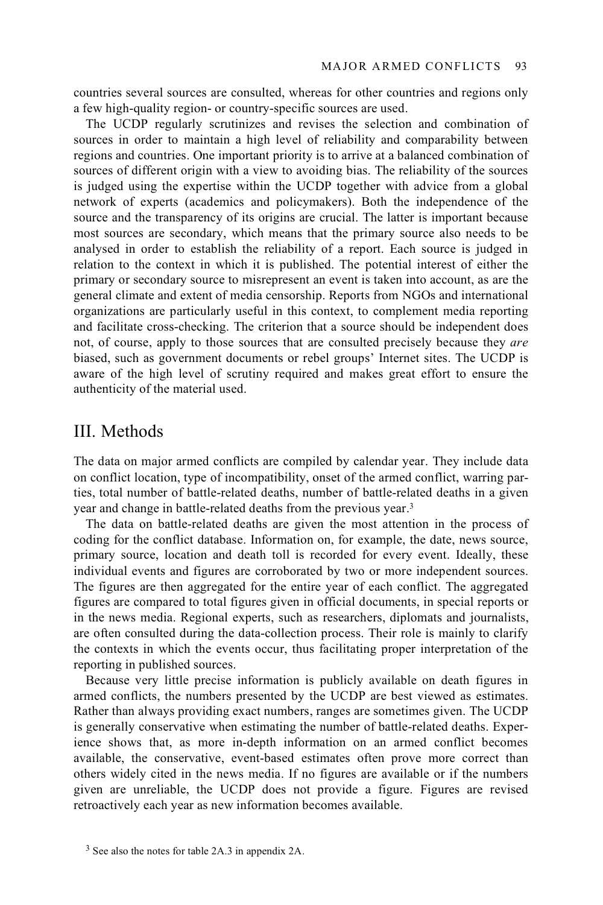countries several sources are consulted, whereas for other countries and regions only a few high-quality region- or country-specific sources are used.

The UCDP regularly scrutinizes and revises the selection and combination of sources in order to maintain a high level of reliability and comparability between regions and countries. One important priority is to arrive at a balanced combination of sources of different origin with a view to avoiding bias. The reliability of the sources is judged using the expertise within the UCDP together with advice from a global network of experts (academics and policymakers). Both the independence of the source and the transparency of its origins are crucial. The latter is important because most sources are secondary, which means that the primary source also needs to be analysed in order to establish the reliability of a report. Each source is judged in relation to the context in which it is published. The potential interest of either the primary or secondary source to misrepresent an event is taken into account, as are the general climate and extent of media censorship. Reports from NGOs and international organizations are particularly useful in this context, to complement media reporting and facilitate cross-checking. The criterion that a source should be independent does not, of course, apply to those sources that are consulted precisely because they *are* biased, such as government documents or rebel groups' Internet sites. The UCDP is aware of the high level of scrutiny required and makes great effort to ensure the authenticity of the material used.

## III. Methods

The data on major armed conflicts are compiled by calendar year. They include data on conflict location, type of incompatibility, onset of the armed conflict, warring parties, total number of battle-related deaths, number of battle-related deaths in a given year and change in battle-related deaths from the previous year.[3]

The data on battle-related deaths are given the most attention in the process of coding for the conflict database. Information on, for example, the date, news source, primary source, location and death toll is recorded for every event. Ideally, these individual events and figures are corroborated by two or more independent sources. The figures are then aggregated for the entire year of each conflict. The aggregated figures are compared to total figures given in official documents, in special reports or in the news media. Regional experts, such as researchers, diplomats and journalists, are often consulted during the data-collection process. Their role is mainly to clarify the contexts in which the events occur, thus facilitating proper interpretation of the reporting in published sources.

Because very little precise information is publicly available on death figures in armed conflicts, the numbers presented by the UCDP are best viewed as estimates. Rather than always providing exact numbers, ranges are sometimes given. The UCDP is generally conservative when estimating the number of battle-related deaths. Experience shows that, as more in-depth information on an armed conflict becomes available, the conservative, event-based estimates often prove more correct than others widely cited in the news media. If no figures are available or if the numbers given are unreliable, the UCDP does not provide a figure. Figures are revised retroactively each year as new information becomes available.

[3] See also the notes for table 2A.3 in appendix 2A.